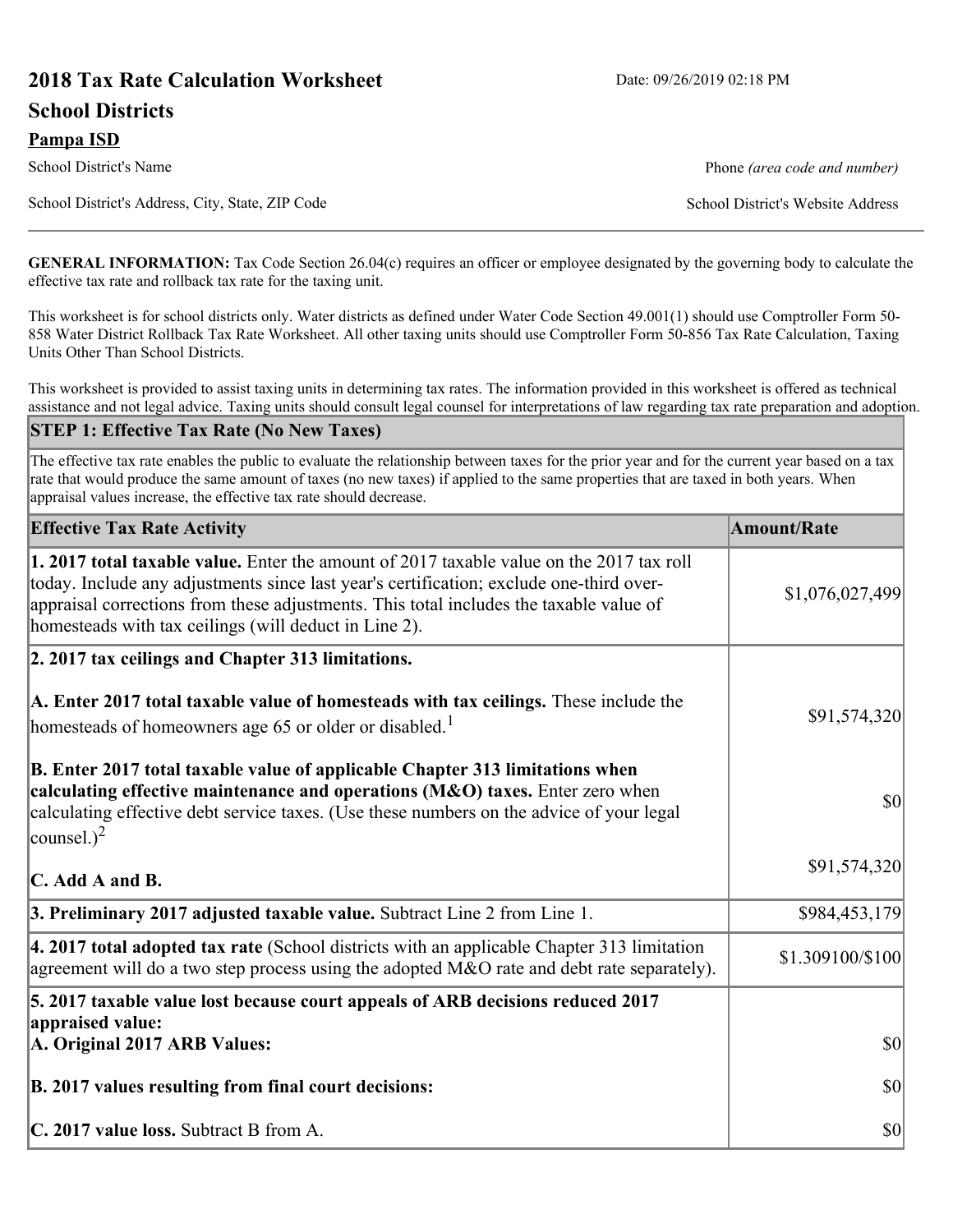# 2018 Tax Rate Calculation Worksheet

Date: 09/26/2019 02:18 PM

## School Districts

**Pampa ISD**

School District's Name

Phone *(area code and number)*

School District's Address, City, State, ZIP Code

School District's Website Address

**GENERAL INFORMATION:** Tax Code Section 26.04(c) requires an officer or employee designated by the governing body to calculate the effective tax rate and rollback tax rate for the taxing unit.

This worksheet is for school districts only. Water districts as defined under Water Code Section 49.001(1) should use Comptroller Form 50-858 Water District Rollback Tax Rate Worksheet. All other taxing units should use Comptroller Form 50-856 Tax Rate Calculation, Taxing Units Other Than School Districts.

This worksheet is provided to assist taxing units in determining tax rates. The information provided in this worksheet is offered as technical assistance and not legal advice. Taxing units should consult legal counsel for interpretations of law regarding tax rate preparation and adoption.

## STEP 1: Effective Tax Rate (No New Taxes)

The effective tax rate enables the public to evaluate the relationship between taxes for the prior year and for the current year based on a tax rate that would produce the same amount of taxes (no new taxes) if applied to the same properties that are taxed in both years. When appraisal values increase, the effective tax rate should decrease.

| Effective Tax Rate Activity | Amount/Rate |
|---|---|
| **1. 2017 total taxable value.** Enter the amount of 2017 taxable value on the 2017 tax roll today. Include any adjustments since last year's certification; exclude one-third over-appraisal corrections from these adjustments. This total includes the taxable value of homesteads with tax ceilings (will deduct in Line 2). | $1,076,027,499 |
| **2. 2017 tax ceilings and Chapter 313 limitations.** | |
| **A. Enter 2017 total taxable value of homesteads with tax ceilings.** These include the homesteads of homeowners age 65 or older or disabled.[1] | $91,574,320 |
| **B. Enter 2017 total taxable value of applicable Chapter 313 limitations when calculating effective maintenance and operations (M&O) taxes.** Enter zero when calculating effective debt service taxes. (Use these numbers on the advice of your legal counsel.)[2] | $0 |
| **C. Add A and B.** | $91,574,320 |
| **3. Preliminary 2017 adjusted taxable value.** Subtract Line 2 from Line 1. | $984,453,179 |
| **4. 2017 total adopted tax rate** (School districts with an applicable Chapter 313 limitation agreement will do a two step process using the adopted M&O rate and debt rate separately). | $1.309100/$100 |
| **5. 2017 taxable value lost because court appeals of ARB decisions reduced 2017 appraised value:** | |
| **A. Original 2017 ARB Values:** | $0 |
| **B. 2017 values resulting from final court decisions:** | $0 |
| **C. 2017 value loss.** Subtract B from A. | $0 |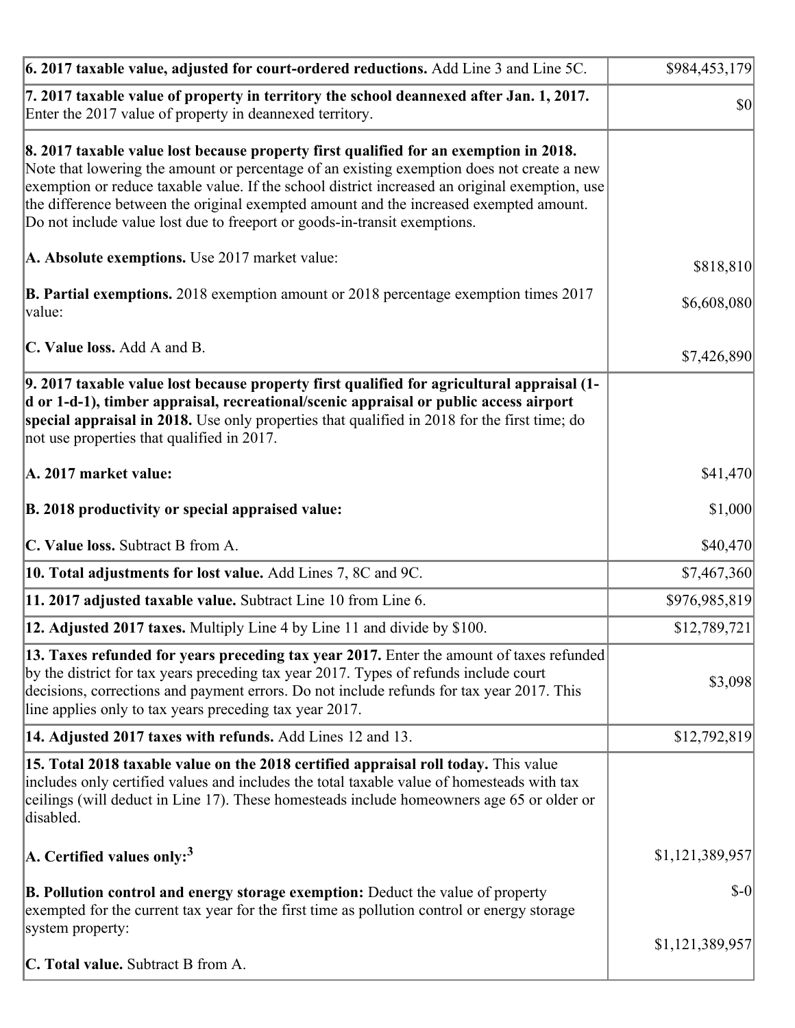| | |
|---|---|
| **6. 2017 taxable value, adjusted for court-ordered reductions.** Add Line 3 and Line 5C. | $984,453,179 |
| **7. 2017 taxable value of property in territory the school deannexed after Jan. 1, 2017.** Enter the 2017 value of property in deannexed territory. | $0 |
| **8. 2017 taxable value lost because property first qualified for an exemption in 2018.** Note that lowering the amount or percentage of an existing exemption does not create a new exemption or reduce taxable value. If the school district increased an original exemption, use the difference between the original exempted amount and the increased exempted amount. Do not include value lost due to freeport or goods-in-transit exemptions.<br><br>**A. Absolute exemptions.** Use 2017 market value:<br><br>**B. Partial exemptions.** 2018 exemption amount or 2018 percentage exemption times 2017 value:<br><br>**C. Value loss.** Add A and B. | <br><br><br><br><br><br>$818,810<br><br>$6,608,080<br><br>$7,426,890 |
| **9. 2017 taxable value lost because property first qualified for agricultural appraisal (1-d or 1-d-1), timber appraisal, recreational/scenic appraisal or public access airport special appraisal in 2018.** Use only properties that qualified in 2018 for the first time; do not use properties that qualified in 2017.<br><br>**A. 2017 market value:**<br><br>**B. 2018 productivity or special appraised value:**<br><br>**C. Value loss.** Subtract B from A. | <br><br><br><br><br>$41,470<br><br>$1,000<br><br>$40,470 |
| **10. Total adjustments for lost value.** Add Lines 7, 8C and 9C. | $7,467,360 |
| **11. 2017 adjusted taxable value.** Subtract Line 10 from Line 6. | $976,985,819 |
| **12. Adjusted 2017 taxes.** Multiply Line 4 by Line 11 and divide by $100. | $12,789,721 |
| **13. Taxes refunded for years preceding tax year 2017.** Enter the amount of taxes refunded by the district for tax years preceding tax year 2017. Types of refunds include court decisions, corrections and payment errors. Do not include refunds for tax year 2017. This line applies only to tax years preceding tax year 2017. | $3,098 |
| **14. Adjusted 2017 taxes with refunds.** Add Lines 12 and 13. | $12,792,819 |
| **15. Total 2018 taxable value on the 2018 certified appraisal roll today.** This value includes only certified values and includes the total taxable value of homesteads with tax ceilings (will deduct in Line 17). These homesteads include homeowners age 65 or older or disabled.<br><br>**A. Certified values only:**[3]<br><br>**B. Pollution control and energy storage exemption:** Deduct the value of property exempted for the current tax year for the first time as pollution control or energy storage system property:<br><br>**C. Total value.** Subtract B from A. | <br><br><br><br><br>$1,121,389,957<br><br>$-0<br><br>$1,121,389,957 |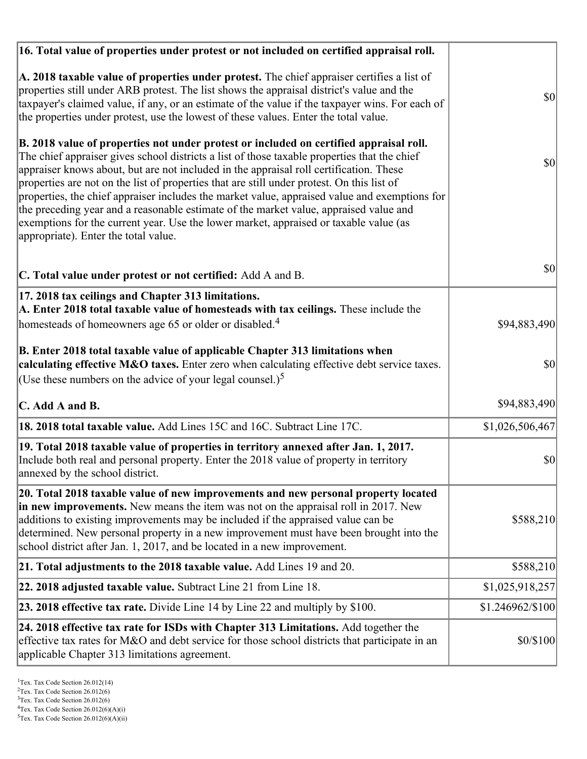| | |
|---|---|
| **16. Total value of properties under protest or not included on certified appraisal roll.** | |
| **A. 2018 taxable value of properties under protest.** The chief appraiser certifies a list of properties still under ARB protest. The list shows the appraisal district's value and the taxpayer's claimed value, if any, or an estimate of the value if the taxpayer wins. For each of the properties under protest, use the lowest of these values. Enter the total value. | $0 |
| **B. 2018 value of properties not under protest or included on certified appraisal roll.** The chief appraiser gives school districts a list of those taxable properties that the chief appraiser knows about, but are not included in the appraisal roll certification. These properties are not on the list of properties that are still under protest. On this list of properties, the chief appraiser includes the market value, appraised value and exemptions for the preceding year and a reasonable estimate of the market value, appraised value and exemptions for the current year. Use the lower market, appraised or taxable value (as appropriate). Enter the total value. | $0 |
| **C. Total value under protest or not certified:** Add A and B. | $0 |
| **17. 2018 tax ceilings and Chapter 313 limitations.** | |
| **A. Enter 2018 total taxable value of homesteads with tax ceilings.** These include the homesteads of homeowners age 65 or older or disabled.[4] | $94,883,490 |
| **B. Enter 2018 total taxable value of applicable Chapter 313 limitations when calculating effective M&O taxes.** Enter zero when calculating effective debt service taxes. (Use these numbers on the advice of your legal counsel.)[5] | $0 |
| **C. Add A and B.** | $94,883,490 |
| **18. 2018 total taxable value.** Add Lines 15C and 16C. Subtract Line 17C. | $1,026,506,467 |
| **19. Total 2018 taxable value of properties in territory annexed after Jan. 1, 2017.** Include both real and personal property. Enter the 2018 value of property in territory annexed by the school district. | $0 |
| **20. Total 2018 taxable value of new improvements and new personal property located in new improvements.** New means the item was not on the appraisal roll in 2017. New additions to existing improvements may be included if the appraised value can be determined. New personal property in a new improvement must have been brought into the school district after Jan. 1, 2017, and be located in a new improvement. | $588,210 |
| **21. Total adjustments to the 2018 taxable value.** Add Lines 19 and 20. | $588,210 |
| **22. 2018 adjusted taxable value.** Subtract Line 21 from Line 18. | $1,025,918,257 |
| **23. 2018 effective tax rate.** Divide Line 14 by Line 22 and multiply by $100. | $1.246962/$100 |
| **24. 2018 effective tax rate for ISDs with Chapter 313 Limitations.** Add together the effective tax rates for M&O and debt service for those school districts that participate in an applicable Chapter 313 limitations agreement. | $0/$100 |

[1]Tex. Tax Code Section 26.012(14)
[2]Tex. Tax Code Section 26.012(6)
[3]Tex. Tax Code Section 26.012(6)
[4]Tex. Tax Code Section 26.012(6)(A)(i)
[5]Tex. Tax Code Section 26.012(6)(A)(ii)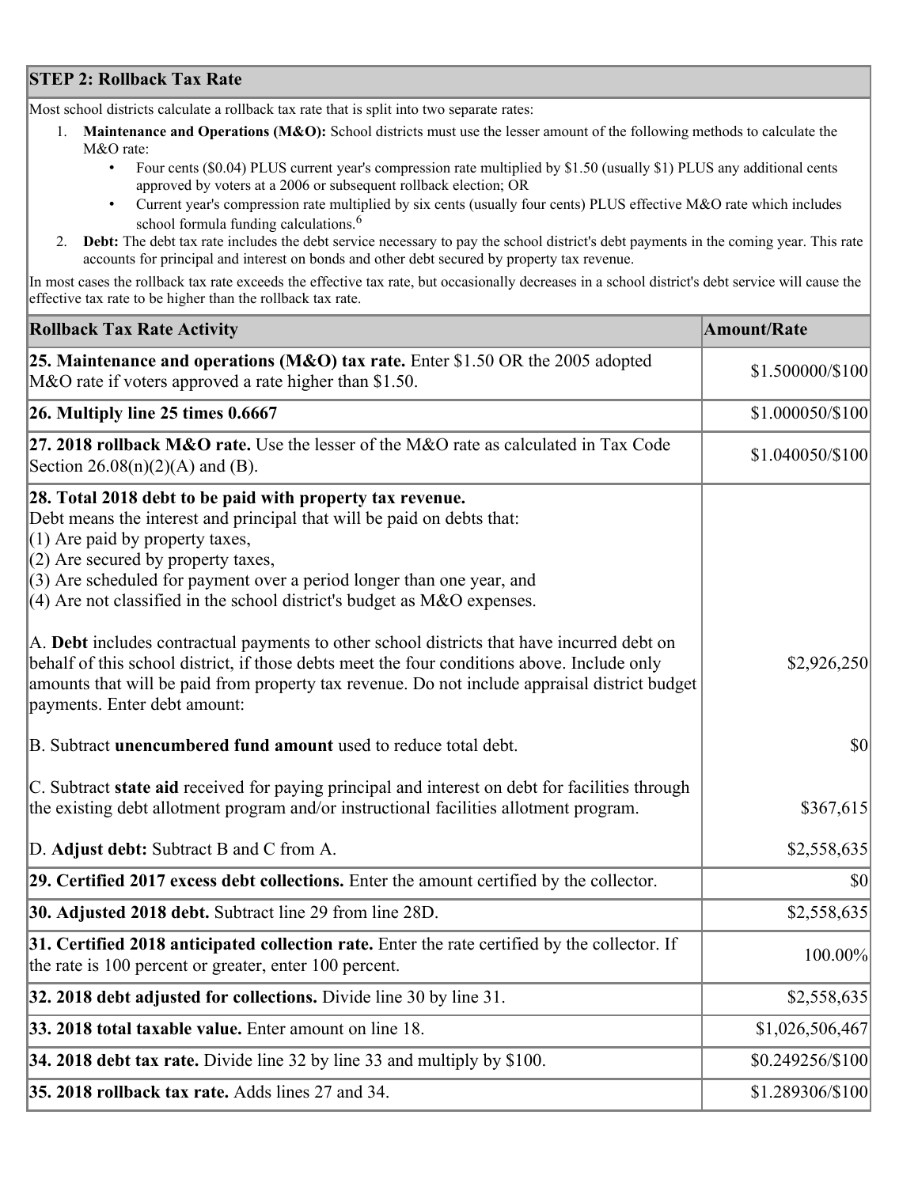## STEP 2: Rollback Tax Rate

Most school districts calculate a rollback tax rate that is split into two separate rates:

1. **Maintenance and Operations (M&O):** School districts must use the lesser amount of the following methods to calculate the M&O rate:
   - Four cents ($0.04) PLUS current year's compression rate multiplied by $1.50 (usually $1) PLUS any additional cents approved by voters at a 2006 or subsequent rollback election; OR
   - Current year's compression rate multiplied by six cents (usually four cents) PLUS effective M&O rate which includes school formula funding calculations.[6]
2. **Debt:** The debt tax rate includes the debt service necessary to pay the school district's debt payments in the coming year. This rate accounts for principal and interest on bonds and other debt secured by property tax revenue.

In most cases the rollback tax rate exceeds the effective tax rate, but occasionally decreases in a school district's debt service will cause the effective tax rate to be higher than the rollback tax rate.

| Rollback Tax Rate Activity | Amount/Rate |
|---|---|
| **25. Maintenance and operations (M&O) tax rate.** Enter $1.50 OR the 2005 adopted M&O rate if voters approved a rate higher than $1.50. | $1.500000/$100 |
| **26. Multiply line 25 times 0.6667** | $1.000050/$100 |
| **27. 2018 rollback M&O rate.** Use the lesser of the M&O rate as calculated in Tax Code Section 26.08(n)(2)(A) and (B). | $1.040050/$100 |
| **28. Total 2018 debt to be paid with property tax revenue.** Debt means the interest and principal that will be paid on debts that: (1) Are paid by property taxes, (2) Are secured by property taxes, (3) Are scheduled for payment over a period longer than one year, and (4) Are not classified in the school district's budget as M&O expenses. A. **Debt** includes contractual payments to other school districts that have incurred debt on behalf of this school district, if those debts meet the four conditions above. Include only amounts that will be paid from property tax revenue. Do not include appraisal district budget payments. Enter debt amount: | $2,926,250 |
| B. Subtract **unencumbered fund amount** used to reduce total debt. | $0 |
| C. Subtract **state aid** received for paying principal and interest on debt for facilities through the existing debt allotment program and/or instructional facilities allotment program. | $367,615 |
| D. **Adjust debt:** Subtract B and C from A. | $2,558,635 |
| **29. Certified 2017 excess debt collections.** Enter the amount certified by the collector. | $0 |
| **30. Adjusted 2018 debt.** Subtract line 29 from line 28D. | $2,558,635 |
| **31. Certified 2018 anticipated collection rate.** Enter the rate certified by the collector. If the rate is 100 percent or greater, enter 100 percent. | 100.00% |
| **32. 2018 debt adjusted for collections.** Divide line 30 by line 31. | $2,558,635 |
| **33. 2018 total taxable value.** Enter amount on line 18. | $1,026,506,467 |
| **34. 2018 debt tax rate.** Divide line 32 by line 33 and multiply by $100. | $0.249256/$100 |
| **35. 2018 rollback tax rate.** Adds lines 27 and 34. | $1.289306/$100 |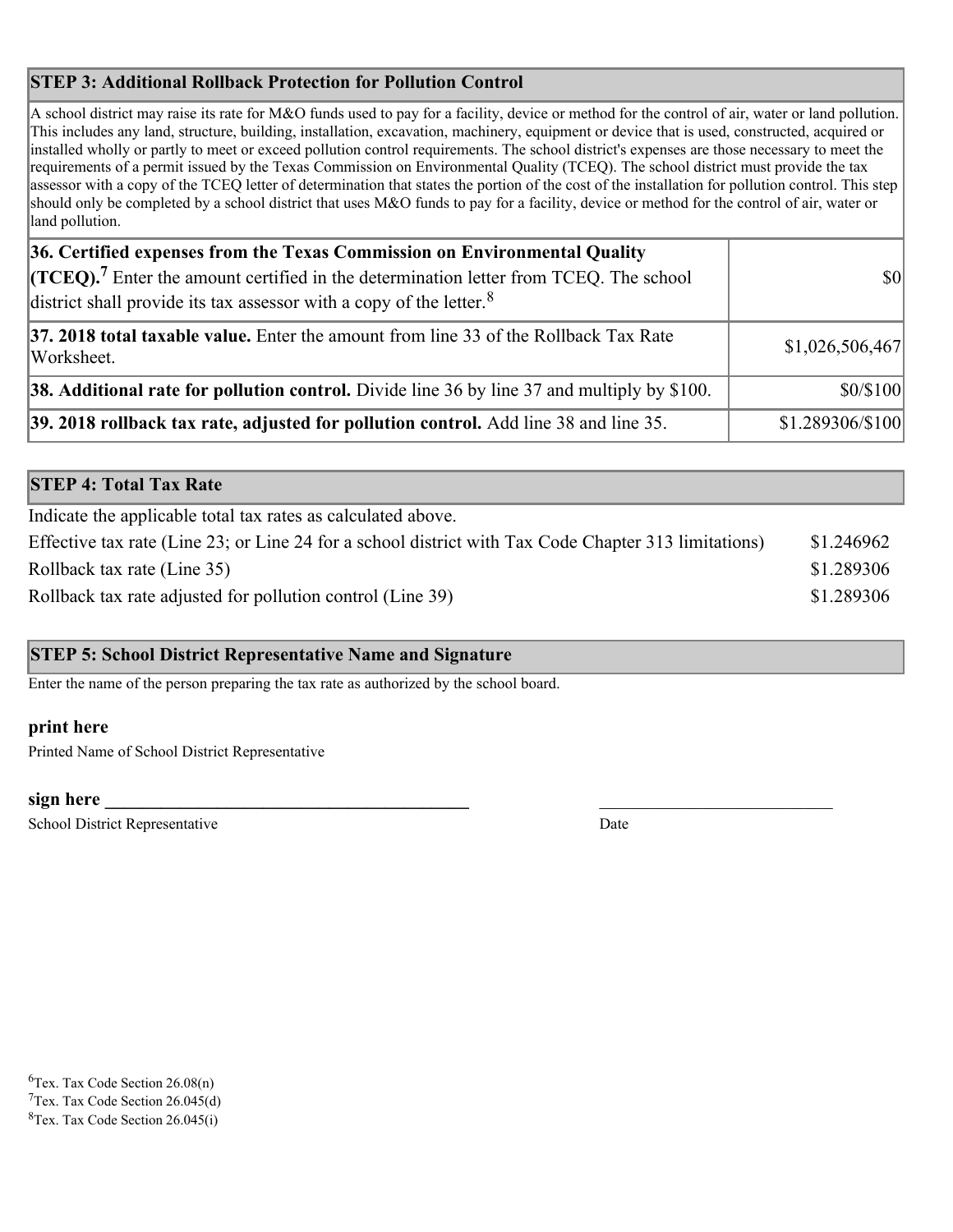## STEP 3: Additional Rollback Protection for Pollution Control

A school district may raise its rate for M&O funds used to pay for a facility, device or method for the control of air, water or land pollution. This includes any land, structure, building, installation, excavation, machinery, equipment or device that is used, constructed, acquired or installed wholly or partly to meet or exceed pollution control requirements. The school district's expenses are those necessary to meet the requirements of a permit issued by the Texas Commission on Environmental Quality (TCEQ). The school district must provide the tax assessor with a copy of the TCEQ letter of determination that states the portion of the cost of the installation for pollution control. This step should only be completed by a school district that uses M&O funds to pay for a facility, device or method for the control of air, water or land pollution.

| | |
|---|---|
| **36. Certified expenses from the Texas Commission on Environmental Quality (TCEQ).**[7] Enter the amount certified in the determination letter from TCEQ. The school district shall provide its tax assessor with a copy of the letter.[8] | $0 |
| **37. 2018 total taxable value.** Enter the amount from line 33 of the Rollback Tax Rate Worksheet. | $1,026,506,467 |
| **38. Additional rate for pollution control.** Divide line 36 by line 37 and multiply by $100. | $0/$100 |
| **39. 2018 rollback tax rate, adjusted for pollution control.** Add line 38 and line 35. | $1.289306/$100 |

## STEP 4: Total Tax Rate

Indicate the applicable total tax rates as calculated above.

| | |
|---|---|
| Effective tax rate (Line 23; or Line 24 for a school district with Tax Code Chapter 313 limitations) | $1.246962 |
| Rollback tax rate (Line 35) | $1.289306 |
| Rollback tax rate adjusted for pollution control (Line 39) | $1.289306 |

## STEP 5: School District Representative Name and Signature

Enter the name of the person preparing the tax rate as authorized by the school board.

**print here**

Printed Name of School District Representative

**sign here** ________________________________________ ____________________________

School District Representative Date

[6]Tex. Tax Code Section 26.08(n)
[7]Tex. Tax Code Section 26.045(d)
[8]Tex. Tax Code Section 26.045(i)